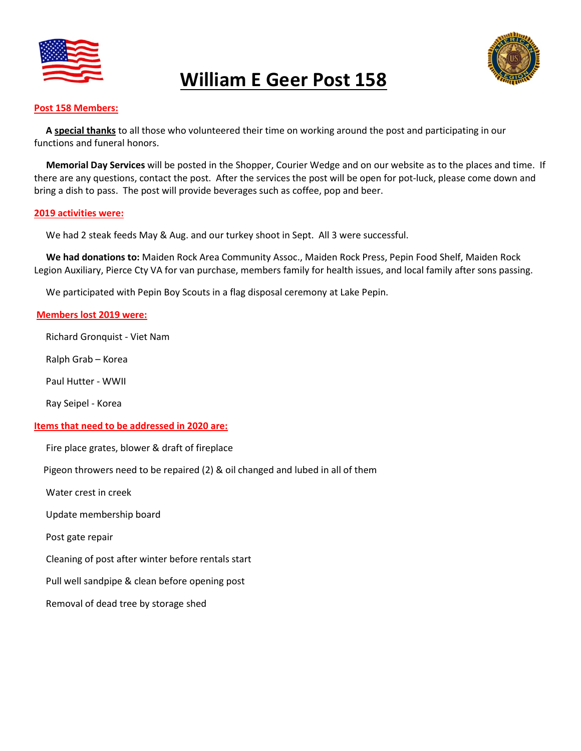# William E Geer Post 158

**Post 158 Members:**

**A special thanks** to all those who volunteered their time on working around the post and participating in our functions and funeral honors.

**Memorial Day Services** will be posted in the Shopper, Courier Wedge and on our website as to the places and time. If there are any questions, contact the post. After the services the post will be open for pot-luck, please come down and bring a dish to pass. The post will provide beverages such as coffee, pop and beer.

**2019 activities were:**

We had 2 steak feeds May & Aug. and our turkey shoot in Sept. All 3 were successful.

**We had donations to:** Maiden Rock Area Community Assoc., Maiden Rock Press, Pepin Food Shelf, Maiden Rock Legion Auxiliary, Pierce Cty VA for van purchase, members family for health issues, and local family after sons passing.

We participated with Pepin Boy Scouts in a flag disposal ceremony at Lake Pepin.

**Members lost 2019 were:**

Richard Gronquist - Viet Nam

Ralph Grab – Korea

Paul Hutter - WWII

Ray Seipel - Korea

**Items that need to be addressed in 2020 are:**

Fire place grates, blower & draft of fireplace

Pigeon throwers need to be repaired (2) & oil changed and lubed in all of them

Water crest in creek

Update membership board

Post gate repair

Cleaning of post after winter before rentals start

Pull well sandpipe & clean before opening post

Removal of dead tree by storage shed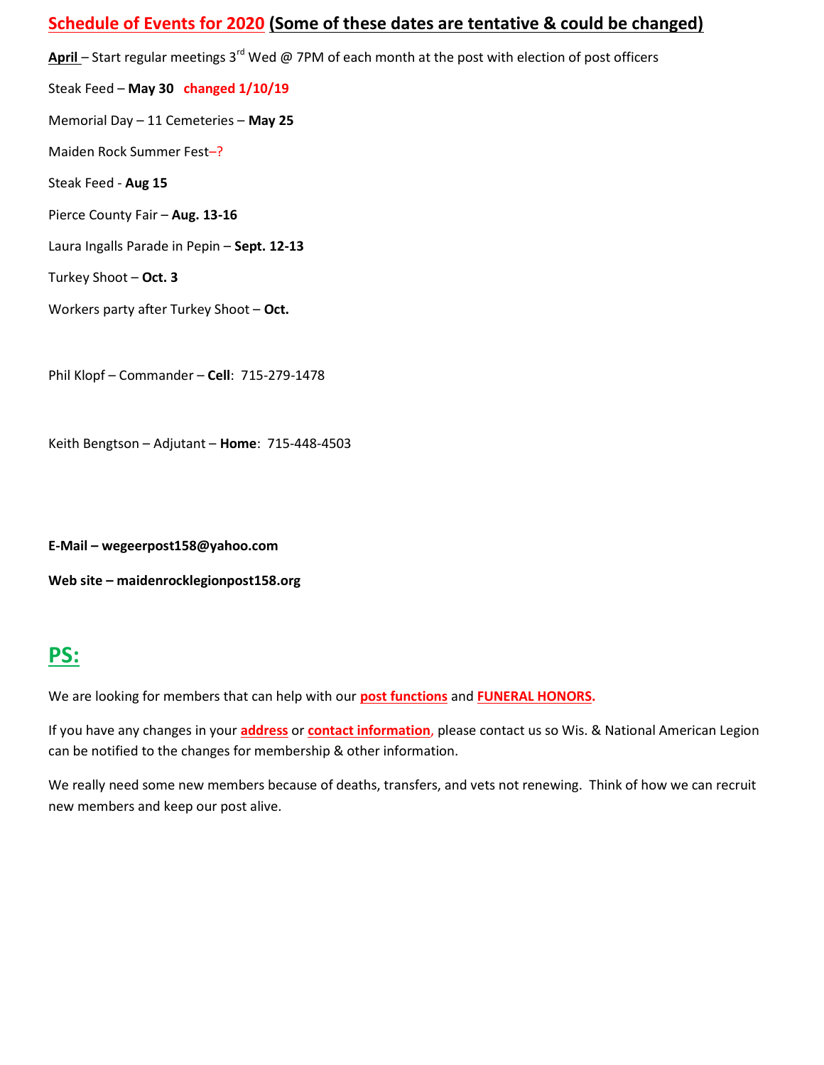## Schedule of Events for 2020 (Some of these dates are tentative & could be changed)

**April** – Start regular meetings 3rd Wed @ 7PM of each month at the post with election of post officers

Steak Feed – **May 30** **changed 1/10/19**

Memorial Day – 11 Cemeteries – **May 25**

Maiden Rock Summer Fest–?

Steak Feed - **Aug 15**

Pierce County Fair – **Aug. 13-16**

Laura Ingalls Parade in Pepin – **Sept. 12-13**

Turkey Shoot – **Oct. 3**

Workers party after Turkey Shoot – **Oct.**

Phil Klopf – Commander – **Cell**: 715-279-1478

Keith Bengtson – Adjutant – **Home**: 715-448-4503

**E-Mail – wegeerpost158@yahoo.com**

**Web site – maidenrocklegionpost158.org**

## PS:

We are looking for members that can help with our **post functions** and **FUNERAL HONORS.**

If you have any changes in your **address** or **contact information**, please contact us so Wis. & National American Legion can be notified to the changes for membership & other information.

We really need some new members because of deaths, transfers, and vets not renewing. Think of how we can recruit new members and keep our post alive.